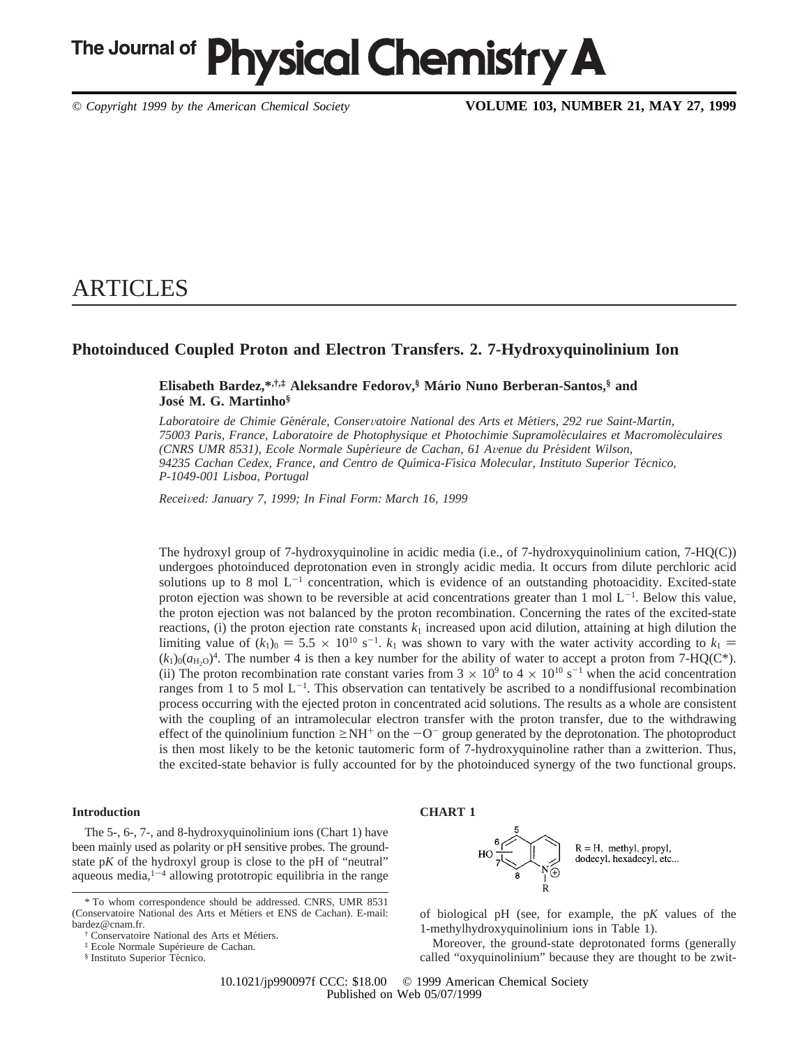# ARTICLES

## Photoinduced Coupled Proton and Electron Transfers. 2. 7-Hydroxyquinolinium Ion

**Elisabeth Bardez,\*,†,‡ Aleksandre Fedorov,§ Mário Nuno Berberan-Santos,§ and José M. G. Martinho§**

*Laboratoire de Chimie Générale, Conservatoire National des Arts et Métiers, 292 rue Saint-Martin, 75003 Paris, France, Laboratoire de Photophysique et Photochimie Supramoléculaires et Macromoléculaires (CNRS UMR 8531), Ecole Normale Supérieure de Cachan, 61 Avenue du Président Wilson, 94235 Cachan Cedex, France, and Centro de Química-Física Molecular, Instituto Superior Técnico, P-1049-001 Lisboa, Portugal*

*Received: January 7, 1999; In Final Form: March 16, 1999*

The hydroxyl group of 7-hydroxyquinoline in acidic media (i.e., of 7-hydroxyquinolinium cation, 7-HQ(C)) undergoes photoinduced deprotonation even in strongly acidic media. It occurs from dilute perchloric acid solutions up to 8 mol $L^{-1}$ concentration, which is evidence of an outstanding photoacidity. Excited-state proton ejection was shown to be reversible at acid concentrations greater than 1 mol $L^{-1}$. Below this value, the proton ejection was not balanced by the proton recombination. Concerning the rates of the excited-state reactions, (i) the proton ejection rate constants $k_1$ increased upon acid dilution, attaining at high dilution the limiting value of $(k_1)_0 = 5.5 \times 10^{10}$ $s^{-1}$. $k_1$ was shown to vary with the water activity according to $k_1 = (k_1)_0(a_{H_2O})^4$. The number 4 is then a key number for the ability of water to accept a proton from 7-HQ(C*). (ii) The proton recombination rate constant varies from $3 \times 10^9$ to $4 \times 10^{10}$ $s^{-1}$ when the acid concentration ranges from 1 to 5 mol $L^{-1}$. This observation can tentatively be ascribed to a nondiffusional recombination process occurring with the ejected proton in concentrated acid solutions. The results as a whole are consistent with the coupling of an intramolecular electron transfer with the proton transfer, due to the withdrawing effect of the quinolinium function $\geq NH^+$ on the $-O^-$ group generated by the deprotonation. The photoproduct is then most likely to be the ketonic tautomeric form of 7-hydroxyquinoline rather than a zwitterion. Thus, the excited-state behavior is fully accounted for by the photoinduced synergy of the two functional groups.

### Introduction

The 5-, 6-, 7-, and 8-hydroxyquinolinium ions (Chart 1) have been mainly used as polarity or pH sensitive probes. The ground-state p*K* of the hydroxyl group is close to the pH of "neutral" aqueous media,[1-4] allowing prototropic equilibria in the range of biological pH (see, for example, the p*K* values of the 1-methylhydroxyquinolinium ions in Table 1).

**CHART 1**

R = H, methyl, propyl, dodecyl, hexadecyl, etc...

Moreover, the ground-state deprotonated forms (generally called "oxyquinolinium" because they are thought to be zwit-

\* To whom correspondence should be addressed. CNRS, UMR 8531 (Conservatoire National des Arts et Métiers et ENS de Cachan). E-mail: bardez@cnam.fr.

† Conservatoire National des Arts et Métiers.

‡ Ecole Normale Supérieure de Cachan.

§ Instituto Superior Técnico.

10.1021/jp990097f CCC: $18.00 © 1999 American Chemical Society
Published on Web 05/07/1999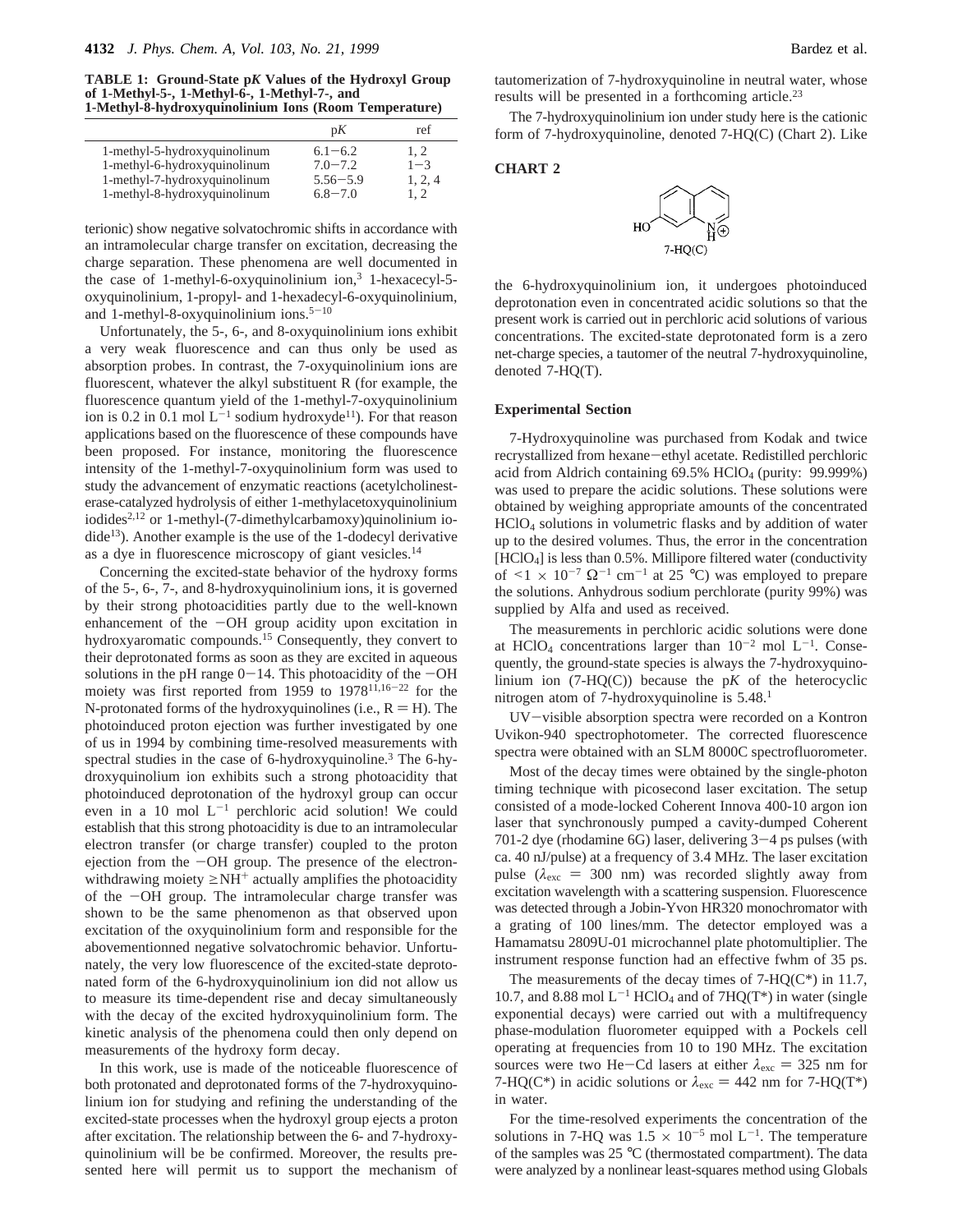**TABLE 1: Ground-State p*K* Values of the Hydroxyl Group of 1-Methyl-5-, 1-Methyl-6-, 1-Methyl-7-, and 1-Methyl-8-hydroxyquinolinium Ions (Room Temperature)**

| | p*K* | ref |
|---|---|---|
| 1-methyl-5-hydroxyquinolinium | 6.1−6.2 | 1, 2 |
| 1-methyl-6-hydroxyquinolinium | 7.0−7.2 | 1−3 |
| 1-methyl-7-hydroxyquinolinium | 5.56−5.9 | 1, 2, 4 |
| 1-methyl-8-hydroxyquinolinium | 6.8−7.0 | 1, 2 |

terionic) show negative solvatochromic shifts in accordance with an intramolecular charge transfer on excitation, decreasing the charge separation. These phenomena are well documented in the case of 1-methyl-6-oxyquinolinium ion,[3] 1-hexacecyl-5-oxyquinolinium, 1-propyl- and 1-hexadecyl-6-oxyquinolinium, and 1-methyl-8-oxyquinolinium ions.[5−10]

Unfortunately, the 5-, 6-, and 8-oxyquinolinium ions exhibit a very weak fluorescence and can thus only be used as absorption probes. In contrast, the 7-oxyquinolinium ions are fluorescent, whatever the alkyl substituent R (for example, the fluorescence quantum yield of the 1-methyl-7-oxyquinolinium ion is 0.2 in 0.1 mol $L^{-1}$ sodium hydroxyde[11]). For that reason applications based on the fluorescence of these compounds have been proposed. For instance, monitoring the fluorescence intensity of the 1-methyl-7-oxyquinolinium form was used to study the advancement of enzymatic reactions (acetylcholinesterase-catalyzed hydrolysis of either 1-methylacetoxyquinolinium iodides[2,12] or 1-methyl-(7-dimethylcarbamoxy)quinolinium iodide[13]). Another example is the use of the 1-dodecyl derivative as a dye in fluorescence microscopy of giant vesicles.[14]

Concerning the excited-state behavior of the hydroxy forms of the 5-, 6-, 7-, and 8-hydroxyquinolinium ions, it is governed by their strong photoacidities partly due to the well-known enhancement of the −OH group acidity upon excitation in hydroxyaromatic compounds.[15] Consequently, they convert to their deprotonated forms as soon as they are excited in aqueous solutions in the pH range 0−14. This photoacidity of the −OH moiety was first reported from 1959 to 1978[11,16−22] for the N-protonated forms of the hydroxyquinolines (i.e., R = H). The photoinduced proton ejection was further investigated by one of us in 1994 by combining time-resolved measurements with spectral studies in the case of 6-hydroxyquinoline.[3] The 6-hydroxyquinolium ion exhibits such a strong photoacidity that photoinduced deprotonation of the hydroxyl group can occur even in a 10 mol $L^{-1}$ perchloric acid solution! We could establish that this strong photoacidity is due to an intramolecular electron transfer (or charge transfer) coupled to the proton ejection from the −OH group. The presence of the electron-withdrawing moiety $\geq NH^+$ actually amplifies the photoacidity of the −OH group. The intramolecular charge transfer was shown to be the same phenomenon as that observed upon excitation of the oxyquinolinium form and responsible for the abovementionned negative solvatochromic behavior. Unfortunately, the very low fluorescence of the excited-state deprotonated form of the 6-hydroxyquinolinium ion did not allow us to measure its time-dependent rise and decay simultaneously with the decay of the excited hydroxyquinolinium form. The kinetic analysis of the phenomena could then only depend on measurements of the hydroxy form decay.

In this work, use is made of the noticeable fluorescence of both protonated and deprotonated forms of the 7-hydroxyquinolinium ion for studying and refining the understanding of the excited-state processes when the hydroxyl group ejects a proton after excitation. The relationship between the 6- and 7-hydroxyquinolinium will be be confirmed. Moreover, the results presented here will permit us to support the mechanism of tautomerization of 7-hydroxyquinoline in neutral water, whose results will be presented in a forthcoming article.[23]

The 7-hydroxyquinolinium ion under study here is the cationic form of 7-hydroxyquinoline, denoted 7-HQ(C) (Chart 2). Like

**CHART 2**

7-HQ(C)

the 6-hydroxyquinolinium ion, it undergoes photoinduced deprotonation even in concentrated acidic solutions so that the present work is carried out in perchloric acid solutions of various concentrations. The excited-state deprotonated form is a zero net-charge species, a tautomer of the neutral 7-hydroxyquinoline, denoted 7-HQ(T).

## Experimental Section

7-Hydroxyquinoline was purchased from Kodak and twice recrystallized from hexane−ethyl acetate. Redistilled perchloric acid from Aldrich containing 69.5% $HClO_4$ (purity: 99.999%) was used to prepare the acidic solutions. These solutions were obtained by weighing appropriate amounts of the concentrated $HClO_4$ solutions in volumetric flasks and by addition of water up to the desired volumes. Thus, the error in the concentration [$HClO_4$] is less than 0.5%. Millipore filtered water (conductivity of $<1 \times 10^{-7}\ \Omega^{-1}\ cm^{-1}$ at 25 °C) was employed to prepare the solutions. Anhydrous sodium perchlorate (purity 99%) was supplied by Alfa and used as received.

The measurements in perchloric acidic solutions were done at $HClO_4$ concentrations larger than $10^{-2}$ mol $L^{-1}$. Consequently, the ground-state species is always the 7-hydroxyquinolinium ion (7-HQ(C)) because the p*K* of the heterocyclic nitrogen atom of 7-hydroxyquinoline is 5.48.[1]

UV−visible absorption spectra were recorded on a Kontron Uvikon-940 spectrophotometer. The corrected fluorescence spectra were obtained with an SLM 8000C spectrofluorometer.

Most of the decay times were obtained by the single-photon timing technique with picosecond laser excitation. The setup consisted of a mode-locked Coherent Innova 400-10 argon ion laser that synchronously pumped a cavity-dumped Coherent 701-2 dye (rhodamine 6G) laser, delivering 3−4 ps pulses (with ca. 40 nJ/pulse) at a frequency of 3.4 MHz. The laser excitation pulse ($\lambda_{exc}$ = 300 nm) was recorded slightly away from excitation wavelength with a scattering suspension. Fluorescence was detected through a Jobin-Yvon HR320 monochromator with a grating of 100 lines/mm. The detector employed was a Hamamatsu 2809U-01 microchannel plate photomultiplier. The instrument response function had an effective fwhm of 35 ps.

The measurements of the decay times of 7-HQ(C*) in 11.7, 10.7, and 8.88 mol $L^{-1}$ $HClO_4$ and of 7HQ(T*) in water (single exponential decays) were carried out with a multifrequency phase-modulation fluorometer equipped with a Pockels cell operating at frequencies from 10 to 190 MHz. The excitation sources were two He−Cd lasers at either $\lambda_{exc}$ = 325 nm for 7-HQ(C*) in acidic solutions or $\lambda_{exc}$ = 442 nm for 7-HQ(T*) in water.

For the time-resolved experiments the concentration of the solutions in 7-HQ was $1.5 \times 10^{-5}$ mol $L^{-1}$. The temperature of the samples was 25 °C (thermostated compartment). The data were analyzed by a nonlinear least-squares method using Globals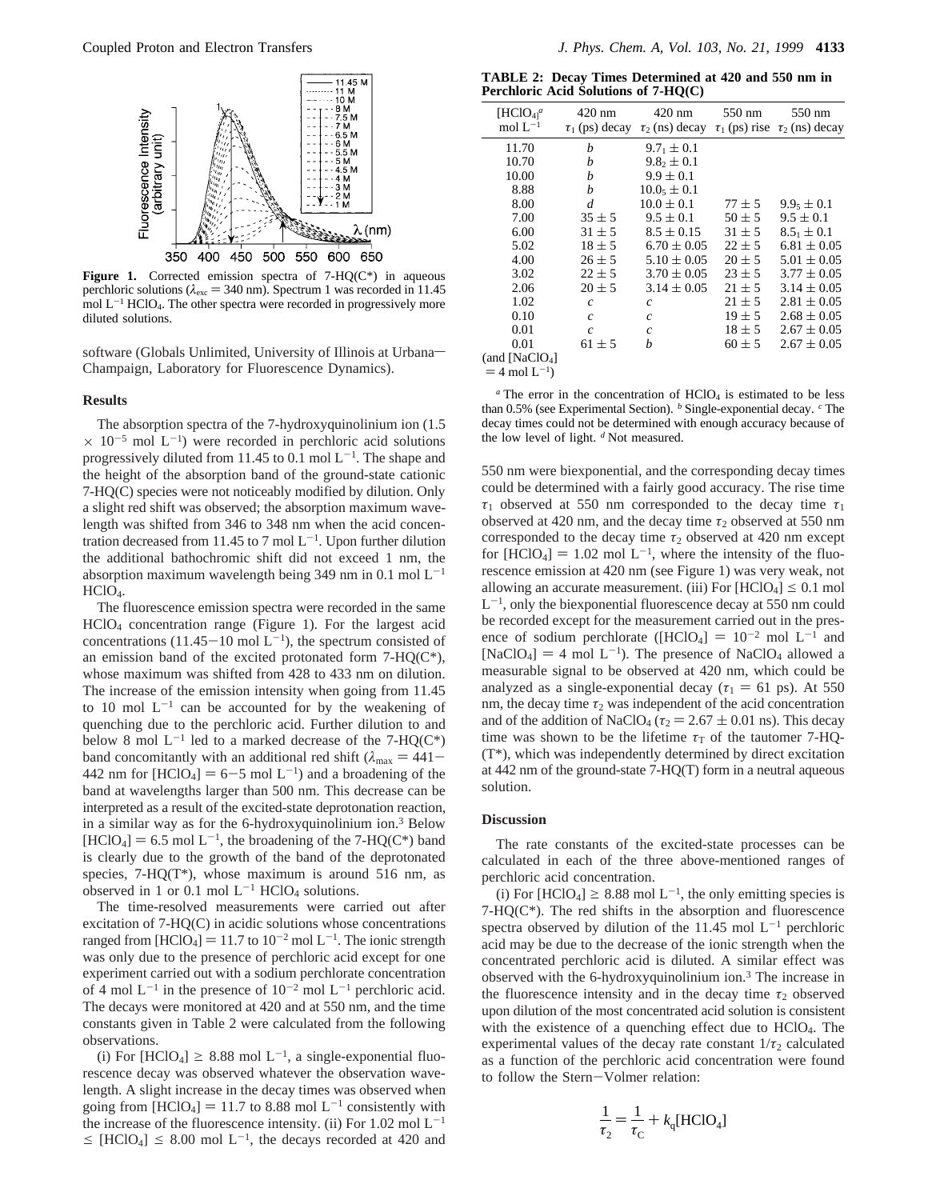**Figure 1.** Corrected emission spectra of 7-HQ(C*) in aqueous perchloric solutions ($\lambda_{exc}$ = 340 nm). Spectrum 1 was recorded in 11.45 mol L$^{-1}$ $HClO_4$. The other spectra were recorded in progressively more diluted solutions.

software (Globals Unlimited, University of Illinois at Urbana–Champaign, Laboratory for Fluorescence Dynamics).

## Results

The absorption spectra of the 7-hydroxyquinolinium ion (1.5 × 10$^{-5}$ mol L$^{-1}$) were recorded in perchloric acid solutions progressively diluted from 11.45 to 0.1 mol L$^{-1}$. The shape and the height of the absorption band of the ground-state cationic 7-HQ(C) species were not noticeably modified by dilution. Only a slight red shift was observed; the absorption maximum wavelength was shifted from 346 to 348 nm when the acid concentration decreased from 11.45 to 7 mol L$^{-1}$. Upon further dilution the additional bathochromic shift did not exceed 1 nm, the absorption maximum wavelength being 349 nm in 0.1 mol L$^{-1}$ $HClO_4$.

The fluorescence emission spectra were recorded in the same $HClO_4$ concentration range (Figure 1). For the largest acid concentrations (11.45–10 mol L$^{-1}$), the spectrum consisted of an emission band of the excited protonated form 7-HQ(C*), whose maximum was shifted from 428 to 433 nm on dilution. The increase of the emission intensity when going from 11.45 to 10 mol L$^{-1}$ can be accounted for by the weakening of quenching due to the perchloric acid. Further dilution to and below 8 mol L$^{-1}$ led to a marked decrease of the 7-HQ(C*) band concomitantly with an additional red shift ($\lambda_{max}$ = 441–442 nm for [$HClO_4$] = 6–5 mol L$^{-1}$) and a broadening of the band at wavelengths larger than 500 nm. This decrease can be interpreted as a result of the excited-state deprotonation reaction, in a similar way as for the 6-hydroxyquinolinium ion.[3] Below [$HClO_4$] = 6.5 mol L$^{-1}$, the broadening of the 7-HQ(C*) band is clearly due to the growth of the band of the deprotonated species, 7-HQ(T*), whose maximum is around 516 nm, as observed in 1 or 0.1 mol L$^{-1}$ $HClO_4$ solutions.

The time-resolved measurements were carried out after excitation of 7-HQ(C) in acidic solutions whose concentrations ranged from [$HClO_4$] = 11.7 to 10$^{-2}$ mol L$^{-1}$. The ionic strength was only due to the presence of perchloric acid except for one experiment carried out with a sodium perchlorate concentration of 4 mol L$^{-1}$ in the presence of 10$^{-2}$ mol L$^{-1}$ perchloric acid. The decays were monitored at 420 and at 550 nm, and the time constants given in Table 2 were calculated from the following observations.

(i) For [$HClO_4$] ≥ 8.88 mol L$^{-1}$, a single-exponential fluorescence decay was observed whatever the observation wavelength. A slight increase in the decay times was observed when going from [$HClO_4$] = 11.7 to 8.88 mol L$^{-1}$ consistently with the increase of the fluorescence intensity. (ii) For 1.02 mol L$^{-1}$ ≤ [$HClO_4$] ≤ 8.00 mol L$^{-1}$, the decays recorded at 420 and 550 nm were biexponential, and the corresponding decay times could be determined with a fairly good accuracy. The rise time $\tau_1$ observed at 550 nm corresponded to the decay time $\tau_1$ observed at 420 nm, and the decay time $\tau_2$ observed at 550 nm corresponded to the decay time $\tau_2$ observed at 420 nm except for [$HClO_4$] = 1.02 mol L$^{-1}$, where the intensity of the fluorescence emission at 420 nm (see Figure 1) was very weak, not allowing an accurate measurement. (iii) For [$HClO_4$] ≤ 0.1 mol L$^{-1}$, only the biexponential fluorescence decay at 550 nm could be recorded except for the measurement carried out in the presence of sodium perchlorate ([$HClO_4$] = 10$^{-2}$ mol L$^{-1}$ and [$NaClO_4$] = 4 mol L$^{-1}$). The presence of $NaClO_4$ allowed a measurable signal to be observed at 420 nm, which could be analyzed as a single-exponential decay ($\tau_1$ = 61 ps). At 550 nm, the decay time $\tau_2$ was independent of the acid concentration and of the addition of $NaClO_4$ ($\tau_2$ = 2.67 ± 0.01 ns). This decay time was shown to be the lifetime $\tau_T$ of the tautomer 7-HQ-(T*), which was independently determined by direct excitation at 442 nm of the ground-state 7-HQ(T) form in a neutral aqueous solution.

**TABLE 2: Decay Times Determined at 420 and 550 nm in Perchloric Acid Solutions of 7-HQ(C)**

| [$HClO_4$][a] mol L$^{-1}$ | 420 nm $\tau_1$ (ps) decay | 420 nm $\tau_2$ (ns) decay | 550 nm $\tau_1$ (ps) rise | 550 nm $\tau_2$ (ns) decay |
|---|---|---|---|---|
| 11.70 | b | $9.7_1 \pm 0.1$ | | |
| 10.70 | b | $9.8_2 \pm 0.1$ | | |
| 10.00 | b | $9.9 \pm 0.1$ | | |
| 8.88 | b | $10.0_5 \pm 0.1$ | | |
| 8.00 | d | $10.0 \pm 0.1$ | 77 ± 5 | $9.9_5 \pm 0.1$ |
| 7.00 | 35 ± 5 | $9.5 \pm 0.1$ | 50 ± 5 | $9.5 \pm 0.1$ |
| 6.00 | 31 ± 5 | $8.5 \pm 0.15$ | 31 ± 5 | $8.5_1 \pm 0.1$ |
| 5.02 | 18 ± 5 | $6.70 \pm 0.05$ | 22 ± 5 | $6.81 \pm 0.05$ |
| 4.00 | 26 ± 5 | $5.10 \pm 0.05$ | 20 ± 5 | $5.01 \pm 0.05$ |
| 3.02 | 22 ± 5 | $3.70 \pm 0.05$ | 23 ± 5 | $3.77 \pm 0.05$ |
| 2.06 | 20 ± 5 | $3.14 \pm 0.05$ | 21 ± 5 | $3.14 \pm 0.05$ |
| 1.02 | c | c | 21 ± 5 | $2.81 \pm 0.05$ |
| 0.10 | c | c | 19 ± 5 | $2.68 \pm 0.05$ |
| 0.01 | c | c | 18 ± 5 | $2.67 \pm 0.05$ |
| 0.01 (and [$NaClO_4$] = 4 mol L$^{-1}$) | 61 ± 5 | b | 60 ± 5 | $2.67 \pm 0.05$ |

[a] The error in the concentration of $HClO_4$ is estimated to be less than 0.5% (see Experimental Section). [b] Single-exponential decay. [c] The decay times could not be determined with enough accuracy because of the low level of light. [d] Not measured.

## Discussion

The rate constants of the excited-state processes can be calculated in each of the three above-mentioned ranges of perchloric acid concentration.

(i) For [$HClO_4$] ≥ 8.88 mol L$^{-1}$, the only emitting species is 7-HQ(C*). The red shifts in the absorption and fluorescence spectra observed by dilution of the 11.45 mol L$^{-1}$ perchloric acid may be due to the decrease of the ionic strength when the concentrated perchloric acid is diluted. A similar effect was observed with the 6-hydroxyquinolinium ion.[3] The increase in the fluorescence intensity and in the decay time $\tau_2$ observed upon dilution of the most concentrated acid solution is consistent with the existence of a quenching effect due to $HClO_4$. The experimental values of the decay rate constant $1/\tau_2$ calculated as a function of the perchloric acid concentration were found to follow the Stern–Volmer relation:

$$\frac{1}{\tau_2} = \frac{1}{\tau_C} + k_q[\mathrm{HClO_4}]$$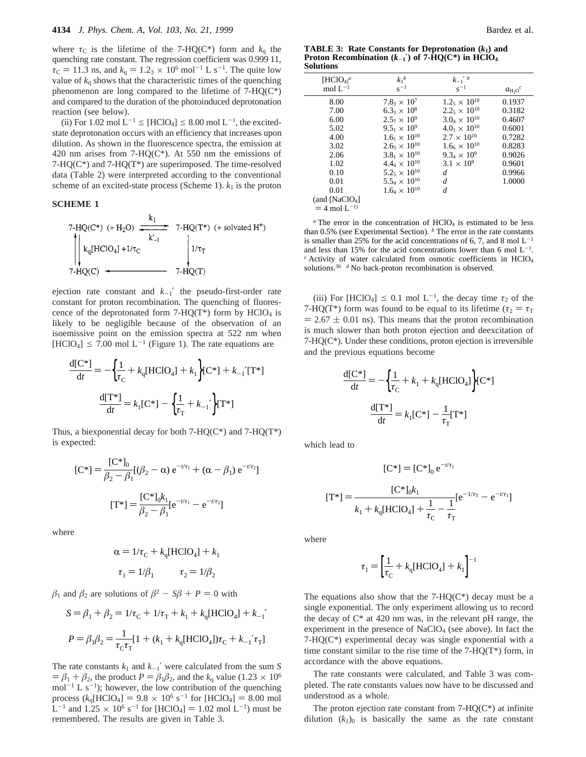where $\tau_C$ is the lifetime of the 7-HQ(C*) form and $k_q$ the quenching rate constant. The regression coefficient was 0.999 11, $\tau_C = 11.3$ ns, and $k_q = 1.2_3 \times 10^6$ mol$^{-1}$ L s$^{-1}$. The quite low value of $k_q$ shows that the characteristic times of the quenching phenomenon are long compared to the lifetime of 7-HQ(C*) and compared to the duration of the photoinduced deprotonation reaction (see below).

(ii) For 1.02 mol L$^{-1}$ ≤ [$HClO_4$] ≤ 8.00 mol L$^{-1}$, the excited-state deprotonation occurs with an efficiency that increases upon dilution. As shown in the fluorescence spectra, the emission at 420 nm arises from 7-HQ(C*). At 550 nm the emissions of 7-HQ(C*) and 7-HQ(T*) are superimposed. The time-resolved data (Table 2) were interpreted according to the conventional scheme of an excited-state process (Scheme 1). $k_1$ is the proton ejection rate constant and $k_{-1}'$ the pseudo-first-order rate constant for proton recombination. The quenching of fluorescence of the deprotonated form 7-HQ(T*) by $HClO_4$ is likely to be negligible because of the observation of an isoemissive point on the emission spectra at 522 nm when [$HClO_4$] ≤ 7.00 mol L$^{-1}$ (Figure 1). The rate equations are

**SCHEME 1**

$$\begin{array}{ccc} \text{7-HQ(C*)} \; (+\,H_2O) & \underset{k'_{-1}}{\overset{k_1}{\rightleftharpoons}} & \text{7-HQ(T*)} \; (+ \text{ solvated } H^+) \\ \uparrow\downarrow \; k_q[HClO_4] + 1/\tau_C & & \downarrow \; 1/\tau_T \\ \text{7-HQ(C)} & \longleftarrow & \text{7-HQ(T)} \end{array}$$

$$\frac{d[C^*]}{dt} = -\left\{\frac{1}{\tau_C} + k_q[HClO_4] + k_1\right\}[C^*] + k_{-1}'[T^*]$$

$$\frac{d[T^*]}{dt} = k_1[C^*] - \left\{\frac{1}{\tau_T} + k_{-1}'\right\}[T^*]$$

Thus, a biexponential decay for both 7-HQ(C*) and 7-HQ(T*) is expected:

$$[C^*] = \frac{[C^*]_0}{\beta_2 - \beta_1}[(\beta_2 - \alpha)\,e^{-t/\tau_1} + (\alpha - \beta_1)\,e^{-t/\tau_2}]$$

$$[T^*] = \frac{[C^*]_0 k_1}{\beta_2 - \beta_1}[e^{-t/\tau_1} - e^{-t/\tau_2}]$$

where

$$\alpha = 1/\tau_C + k_q[HClO_4] + k_1$$

$$\tau_1 = 1/\beta_1 \qquad \tau_2 = 1/\beta_2$$

$\beta_1$ and $\beta_2$ are solutions of $\beta^2 - S\beta + P = 0$ with

$$S = \beta_1 + \beta_2 = 1/\tau_C + 1/\tau_T + k_1 + k_q[HClO_4] + k_{-1}'$$

$$P = \beta_1\beta_2 = \frac{1}{\tau_C\tau_T}[1 + (k_1 + k_q[HClO_4])\tau_C + k_{-1}'\tau_T]$$

The rate constants $k_1$ and $k_{-1}'$ were calculated from the sum $S = \beta_1 + \beta_2$, the product $P = \beta_1\beta_2$, and the $k_q$ value (1.23 × 10$^6$ mol$^{-1}$ L s$^{-1}$); however, the low contribution of the quenching process ($k_q$[$HClO_4$] = 9.8 × 10$^6$ s$^{-1}$ for [$HClO_4$] = 8.00 mol L$^{-1}$ and 1.25 × 10$^6$ s$^{-1}$ for [$HClO_4$] = 1.02 mol L$^{-1}$) must be remembered. The results are given in Table 3.

**TABLE 3: Rate Constants for Deprotonation ($k_1$) and Proton Recombination ($k_{-1}'$) of 7-HQ(C*) in $HClO_4$ Solutions**

| [$HClO_4$][a] mol L$^{-1}$ | $k_1$[b] s$^{-1}$ | $k_{-1}'$[b] s$^{-1}$ | $a_{H_2O}$[c] |
|---|---|---|---|
| 8.00 | 7.8$_3$ × 10$^7$ | 1.2$_5$ × 10$^{10}$ | 0.1937 |
| 7.00 | 6.3$_3$ × 10$^8$ | 2.2$_5$ × 10$^{10}$ | 0.3182 |
| 6.00 | 2.5$_7$ × 10$^9$ | 3.0$_4$ × 10$^{10}$ | 0.4607 |
| 5.02 | 9.5$_1$ × 10$^9$ | 4.0$_1$ × 10$^{10}$ | 0.6001 |
| 4.00 | 1.6$_1$ × 10$^{10}$ | 2.7 × 10$^{10}$ | 0.7282 |
| 3.02 | 2.6$_5$ × 10$^{10}$ | 1.6$_6$ × 10$^{10}$ | 0.8283 |
| 2.06 | 3.8$_1$ × 10$^{10}$ | 9.3$_4$ × 10$^9$ | 0.9026 |
| 1.02 | 4.4$_4$ × 10$^{10}$ | 3.1 × 10$^9$ | 0.9601 |
| 0.10 | 5.2$_5$ × 10$^{10}$ | *d* | 0.9966 |
| 0.01 | 5.5$_4$ × 10$^{10}$ | *d* | 1.0000 |
| 0.01 (and [$NaClO_4$] = 4 mol L$^{-1}$) | 1.6$_4$ × 10$^{10}$ | *d* | |

[a] The error in the concentration of $HClO_4$ is estimated to be less than 0.5% (see Experimental Section). [b] The error in the rate constants is smaller than 25% for the acid concentrations of 6, 7, and 8 mol L$^{-1}$ and less than 15% for the acid concentrations lower than 6 mol L$^{-1}$. [c] Activity of water calculated from osmotic coefficients in $HClO_4$ solutions.[30] [d] No back-proton recombination is observed.

(iii) For [$HClO_4$] ≤ 0.1 mol L$^{-1}$, the decay time $\tau_2$ of the 7-HQ(T*) form was found to be equal to its lifetime ($\tau_2 = \tau_T = 2.67 \pm 0.01$ ns). This means that the proton recombination is much slower than both proton ejection and deexcitation of 7-HQ(C*). Under these conditions, proton ejection is irreversible and the previous equations become

$$\frac{d[C^*]}{dt} = -\left\{\frac{1}{\tau_C} + k_1 + k_q[HClO_4]\right\}[C^*]$$

$$\frac{d[T^*]}{dt} = k_1[C^*] - \frac{1}{\tau_T}[T^*]$$

which lead to

$$[C^*] = [C^*]_0\, e^{-t/\tau_1}$$

$$[T^*] = \frac{[C^*]_0 k_1}{k_1 + k_q[HClO_4] + \frac{1}{\tau_C} - \frac{1}{\tau_T}}[e^{-1/\tau_T} - e^{-t/\tau_1}]$$

where

$$\tau_1 = \left[\frac{1}{\tau_C} + k_q[HClO_4] + k_1\right]^{-1}$$

The equations also show that the 7-HQ(C*) decay must be a single exponential. The only experiment allowing us to record the decay of C* at 420 nm was, in the relevant pH range, the experiment in the presence of $NaClO_4$ (see above). In fact the 7-HQ(C*) experimental decay was single exponential with a time constant similar to the rise time of the 7-HQ(T*) form, in accordance with the above equations.

The rate constants were calculated, and Table 3 was completed. The rate constants values now have to be discussed and understood as a whole.

The proton ejection rate constant from 7-HQ(C*) at infinite dilution $(k_1)_0$ is basically the same as the rate constant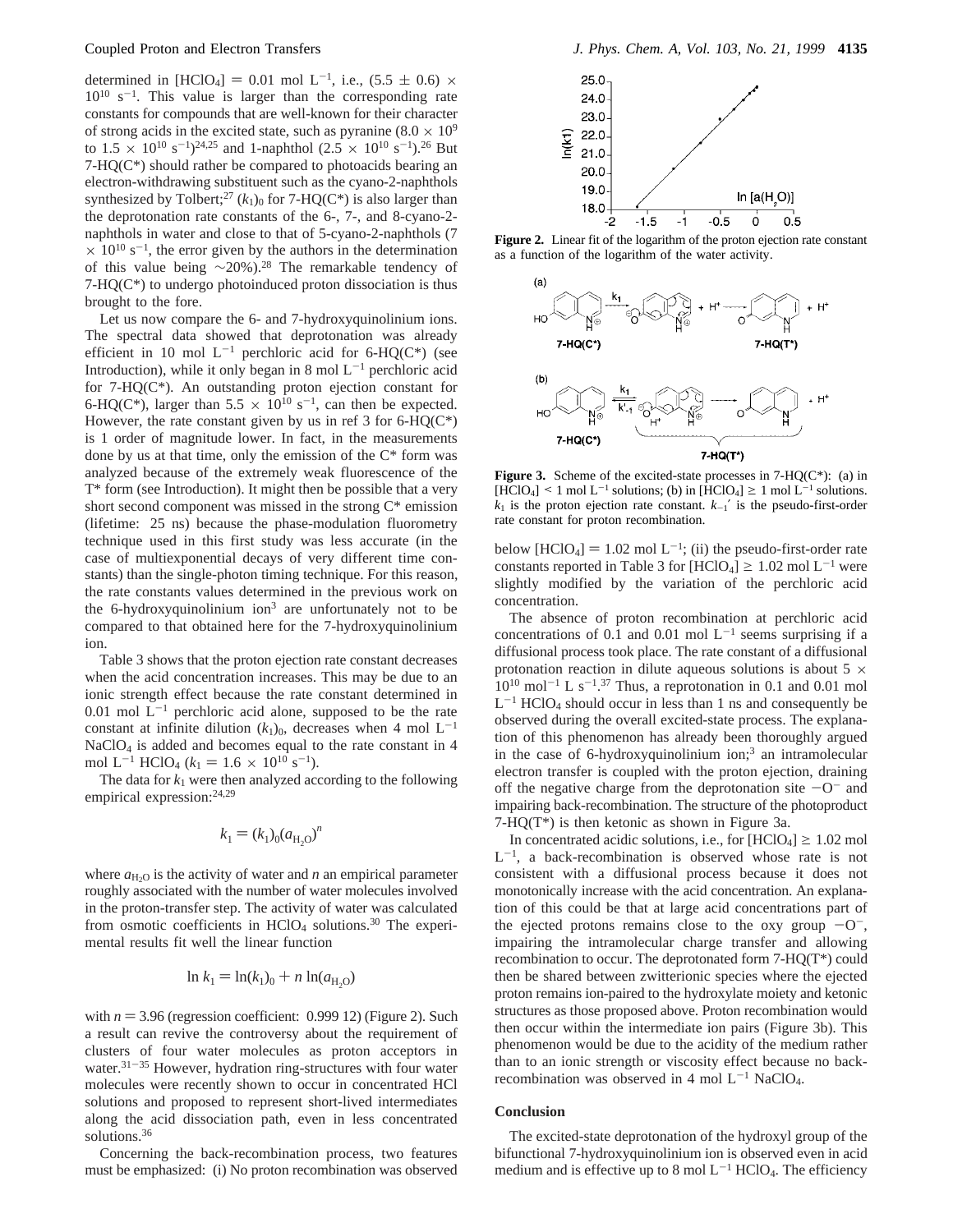determined in $[HClO_4]$ = 0.01 mol $L^{-1}$, i.e., $(5.5 \pm 0.6) \times 10^{10}$ $s^{-1}$. This value is larger than the corresponding rate constants for compounds that are well-known for their character of strong acids in the excited state, such as pyranine ($8.0 \times 10^9$ to $1.5 \times 10^{10}$ $s^{-1}$)[24,25] and 1-naphthol ($2.5 \times 10^{10}$ $s^{-1}$).[26] But 7-HQ(C*) should rather be compared to photoacids bearing an electron-withdrawing substituent such as the cyano-2-naphthols synthesized by Tolbert;[27] $(k_1)_0$ for 7-HQ(C*) is also larger than the deprotonation rate constants of the 6-, 7-, and 8-cyano-2-naphthols in water and close to that of 5-cyano-2-naphthols ($7 \times 10^{10}$ $s^{-1}$, the error given by the authors in the determination of this value being ~20%).[28] The remarkable tendency of 7-HQ(C*) to undergo photoinduced proton dissociation is thus brought to the fore.

Let us now compare the 6- and 7-hydroxyquinolinium ions. The spectral data showed that deprotonation was already efficient in 10 mol $L^{-1}$ perchloric acid for 6-HQ(C*) (see Introduction), while it only began in 8 mol $L^{-1}$ perchloric acid for 7-HQ(C*). An outstanding proton ejection constant for 6-HQ(C*), larger than $5.5 \times 10^{10}$ $s^{-1}$, can then be expected. However, the rate constant given by us in ref 3 for 6-HQ(C*) is 1 order of magnitude lower. In fact, in the measurements done by us at that time, only the emission of the C* form was analyzed because of the extremely weak fluorescence of the T* form (see Introduction). It might then be possible that a very short second component was missed in the strong C* emission (lifetime: 25 ns) because the phase-modulation fluorometry technique used in this first study was less accurate (in the case of multiexponential decays of very different time constants) than the single-photon timing technique. For this reason, the rate constants values determined in the previous work on the 6-hydroxyquinolinium ion[3] are unfortunately not to be compared to that obtained here for the 7-hydroxyquinolinium ion.

Table 3 shows that the proton ejection rate constant decreases when the acid concentration increases. This may be due to an ionic strength effect because the rate constant determined in 0.01 mol $L^{-1}$ perchloric acid alone, supposed to be the rate constant at infinite dilution $(k_1)_0$, decreases when 4 mol $L^{-1}$ $NaClO_4$ is added and becomes equal to the rate constant in 4 mol $L^{-1}$ $HClO_4$ ($k_1 = 1.6 \times 10^{10}$ $s^{-1}$).

The data for $k_1$ were then analyzed according to the following empirical expression:[24,29]

$$k_1 = (k_1)_0 (a_{H_2O})^n$$

where $a_{H_2O}$ is the activity of water and $n$ an empirical parameter roughly associated with the number of water molecules involved in the proton-transfer step. The activity of water was calculated from osmotic coefficients in $HClO_4$ solutions.[30] The experimental results fit well the linear function

$$\ln k_1 = \ln(k_1)_0 + n \ln(a_{H_2O})$$

with $n = 3.96$ (regression coefficient: 0.999 12) (Figure 2). Such a result can revive the controversy about the requirement of clusters of four water molecules as proton acceptors in water.[31-35] However, hydration ring-structures with four water molecules were recently shown to occur in concentrated HCl solutions and proposed to represent short-lived intermediates along the acid dissociation path, even in less concentrated solutions.[36]

Concerning the back-recombination process, two features must be emphasized: (i) No proton recombination was observed below $[HClO_4]$ = 1.02 mol $L^{-1}$; (ii) the pseudo-first-order rate constants reported in Table 3 for $[HClO_4] \geq 1.02$ mol $L^{-1}$ were slightly modified by the variation of the perchloric acid concentration.

**Figure 2.** Linear fit of the logarithm of the proton ejection rate constant as a function of the logarithm of the water activity.

**Figure 3.** Scheme of the excited-state processes in 7-HQ(C*): (a) in $[HClO_4] < 1$ mol $L^{-1}$ solutions; (b) in $[HClO_4] \geq 1$ mol $L^{-1}$ solutions. $k_1$ is the proton ejection rate constant. $k_{-1}'$ is the pseudo-first-order rate constant for proton recombination.

The absence of proton recombination at perchloric acid concentrations of 0.1 and 0.01 mol $L^{-1}$ seems surprising if a diffusional process took place. The rate constant of a diffusional protonation reaction in dilute aqueous solutions is about $5 \times 10^{10}$ $mol^{-1}$ L $s^{-1}$.[37] Thus, a reprotonation in 0.1 and 0.01 mol $L^{-1}$ $HClO_4$ should occur in less than 1 ns and consequently be observed during the overall excited-state process. The explanation of this phenomenon has already been thoroughly argued in the case of 6-hydroxyquinolinium ion;[3] an intramolecular electron transfer is coupled with the proton ejection, draining off the negative charge from the deprotonation site $-O^-$ and impairing back-recombination. The structure of the photoproduct 7-HQ(T*) is then ketonic as shown in Figure 3a.

In concentrated acidic solutions, i.e., for $[HClO_4] \geq 1.02$ mol $L^{-1}$, a back-recombination is observed whose rate is not consistent with a diffusional process because it does not monotonically increase with the acid concentration. An explanation of this could be that at large acid concentrations part of the ejected protons remains close to the oxy group $-O^-$, impairing the intramolecular charge transfer and allowing recombination to occur. The deprotonated form 7-HQ(T*) could then be shared between zwitterionic species where the ejected proton remains ion-paired to the hydroxylate moiety and ketonic structures as those proposed above. Proton recombination would then occur within the intermediate ion pairs (Figure 3b). This phenomenon would be due to the acidity of the medium rather than to an ionic strength or viscosity effect because no back-recombination was observed in 4 mol $L^{-1}$ $NaClO_4$.

## Conclusion

The excited-state deprotonation of the hydroxyl group of the bifunctional 7-hydroxyquinolinium ion is observed even in acid medium and is effective up to 8 mol $L^{-1}$ $HClO_4$. The efficiency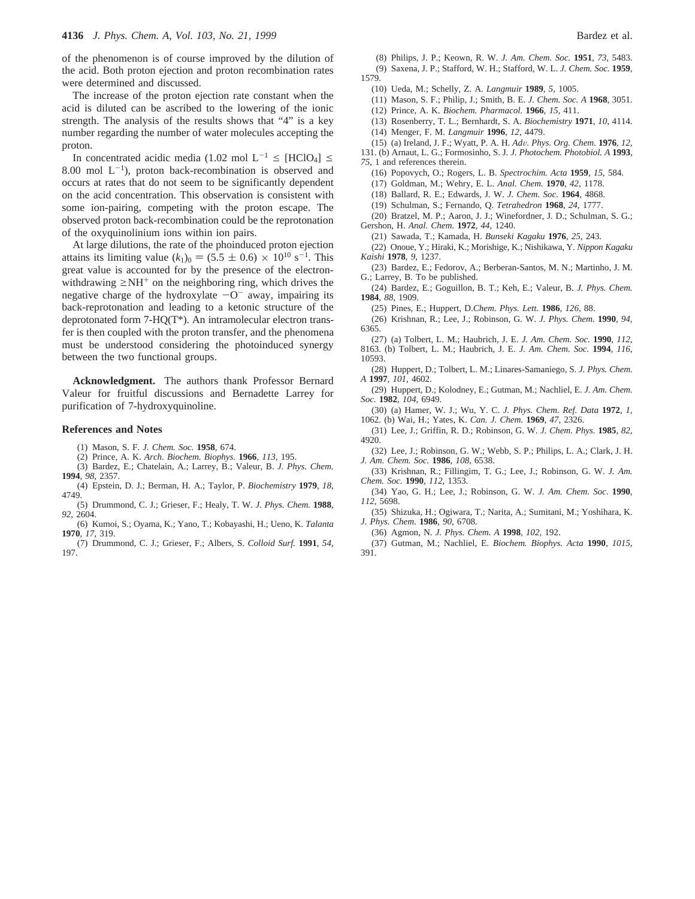of the phenomenon is of course improved by the dilution of the acid. Both proton ejection and proton recombination rates were determined and discussed.

The increase of the proton ejection rate constant when the acid is diluted can be ascribed to the lowering of the ionic strength. The analysis of the results shows that "4" is a key number regarding the number of water molecules accepting the proton.

In concentrated acidic media (1.02 mol L$^{-1}$ ≤ [$HClO_4$] ≤ 8.00 mol L$^{-1}$), proton back-recombination is observed and occurs at rates that do not seem to be significantly dependent on the acid concentration. This observation is consistent with some ion-pairing, competing with the proton escape. The observed proton back-recombination could be the reprotonation of the oxyquinolinium ions within ion pairs.

At large dilutions, the rate of the phoinduced proton ejection attains its limiting value $(k_1)_0 = (5.5 \pm 0.6) \times 10^{10}$ s$^{-1}$. This great value is accounted for by the presence of the electron-withdrawing ≥NH$^+$ on the neighboring ring, which drives the negative charge of the hydroxylate −O$^-$ away, impairing its back-reprotonation and leading to a ketonic structure of the deprotonated form 7-HQ(T*). An intramolecular electron transfer is then coupled with the proton transfer, and the phenomena must be understood considering the photoinduced synergy between the two functional groups.

**Acknowledgment.** The authors thank Professor Bernard Valeur for fruitful discussions and Bernadette Larrey for purification of 7-hydroxyquinoline.

### References and Notes

(1) Mason, S. F. *J. Chem. Soc.* **1958**, 674.

(2) Prince, A. K. *Arch. Biochem. Biophys.* **1966**, *113*, 195.

(3) Bardez, E.; Chatelain, A.; Larrey, B.; Valeur, B. *J. Phys. Chem.* **1994**, *98*, 2357.

(4) Epstein, D. J.; Berman, H. A.; Taylor, P. *Biochemistry* **1979**, *18*, 4749.

(5) Drummond, C. J.; Grieser, F.; Healy, T. W. *J. Phys. Chem.* **1988**, *92*, 2604.

(6) Kumoi, S.; Oyama, K.; Yano, T.; Kobayashi, H.; Ueno, K. *Talanta* **1970**, *17*, 319.

(7) Drummond, C. J.; Grieser, F.; Albers, S. *Colloid Surf.* **1991**, *54*, 197.

(8) Philips, J. P.; Keown, R. W. *J. Am. Chem. Soc.* **1951**, *73*, 5483.

(9) Saxena, J. P.; Stafford, W. H.; Stafford, W. L. *J. Chem. Soc.* **1959**, 1579.

(10) Ueda, M.; Schelly, Z. A. *Langmuir* **1989**, *5*, 1005.

(11) Mason, S. F.; Philip, J.; Smith, B. E. *J. Chem. Soc. A* **1968**, 3051.

(12) Prince, A. K. *Biochem. Pharmacol.* **1966**, *15*, 411.

(13) Rosenberry, T. L.; Bernhardt, S. A. *Biochemistry* **1971**, *10*, 4114.

(14) Menger, F. M. *Langmuir* **1996**, *12*, 4479.

(15) (a) Ireland, J. F.; Wyatt, P. A. H. *Adv. Phys. Org. Chem.* **1976**, *12*, 131. (b) Arnaut, L. G.; Formosinho, S. J. *J. Photochem. Photobiol. A* **1993**, *75*, 1 and references therein.

(16) Popovych, O.; Rogers, L. B. *Spectrochim. Acta* **1959**, *15*, 584.

(17) Goldman, M.; Wehry, E. L. *Anal. Chem.* **1970**, *42*, 1178.

(18) Ballard, R. E.; Edwards, J. W. *J. Chem. Soc.* **1964**, 4868.

(19) Schulman, S.; Fernando, Q. *Tetrahedron* **1968**, *24*, 1777.

(20) Bratzel, M. P.; Aaron, J. J.; Winefordner, J. D.; Schulman, S. G.; Gershon, H. *Anal. Chem.* **1972**, *44*, 1240.

(21) Sawada, T.; Kamada, H. *Bunseki Kagaku* **1976**, *25*, 243.

(22) Onoue, Y.; Hiraki, K.; Morishige, K.; Nishikawa, Y. *Nippon Kagaku Kaishi* **1978**, *9*, 1237.

(23) Bardez, E.; Fedorov, A.; Berberan-Santos, M. N.; Martinho, J. M. G.; Larrey, B. To be published.

(24) Bardez, E.; Goguillon, B. T.; Keh, E.; Valeur, B. *J. Phys. Chem.* **1984**, *88*, 1909.

(25) Pines, E.; Huppert, D.*Chem. Phys. Lett.* **1986**, *126*, 88.

(26) Krishnan, R.; Lee, J.; Robinson, G. W. *J. Phys. Chem.* **1990**, *94*, 6365.

(27) (a) Tolbert, L. M.; Haubrich, J. E. *J. Am. Chem. Soc.* **1990**, *112*, 8163. (b) Tolbert, L. M.; Haubrich, J. E. *J. Am. Chem. Soc.* **1994**, *116*, 10593.

(28) Huppert, D.; Tolbert, L. M.; Linares-Samaniego, S. *J. Phys. Chem. A* **1997**, *101*, 4602.

(29) Huppert, D.; Kolodney, E.; Gutman, M.; Nachliel, E. *J. Am. Chem. Soc.* **1982**, *104*, 6949.

(30) (a) Hamer, W. J.; Wu, Y. C. *J. Phys. Chem. Ref. Data* **1972**, *1*, 1062. (b) Wai, H.; Yates, K. *Can. J. Chem.* **1969**, *47*, 2326.

(31) Lee, J.; Griffin, R. D.; Robinson, G. W. *J. Chem. Phys.* **1985**, *82*, 4920.

(32) Lee, J.; Robinson, G. W.; Webb, S. P.; Philips, L. A.; Clark, J. H. *J. Am. Chem. Soc.* **1986**, *108*, 6538.

(33) Krishnan, R.; Fillingim, T. G.; Lee, J.; Robinson, G. W. *J. Am. Chem. Soc.* **1990**, *112*, 1353.

(34) Yao, G. H.; Lee, J.; Robinson, G. W. *J. Am. Chem. Soc.* **1990**, *112*, 5698.

(35) Shizuka, H.; Ogiwara, T.; Narita, A.; Sumitani, M.; Yoshihara, K. *J. Phys. Chem.* **1986**, *90*, 6708.

(36) Agmon, N. *J. Phys. Chem. A* **1998**, *102*, 192.

(37) Gutman, M.; Nachliel, E. *Biochem. Biophys. Acta* **1990**, *1015*, 391.